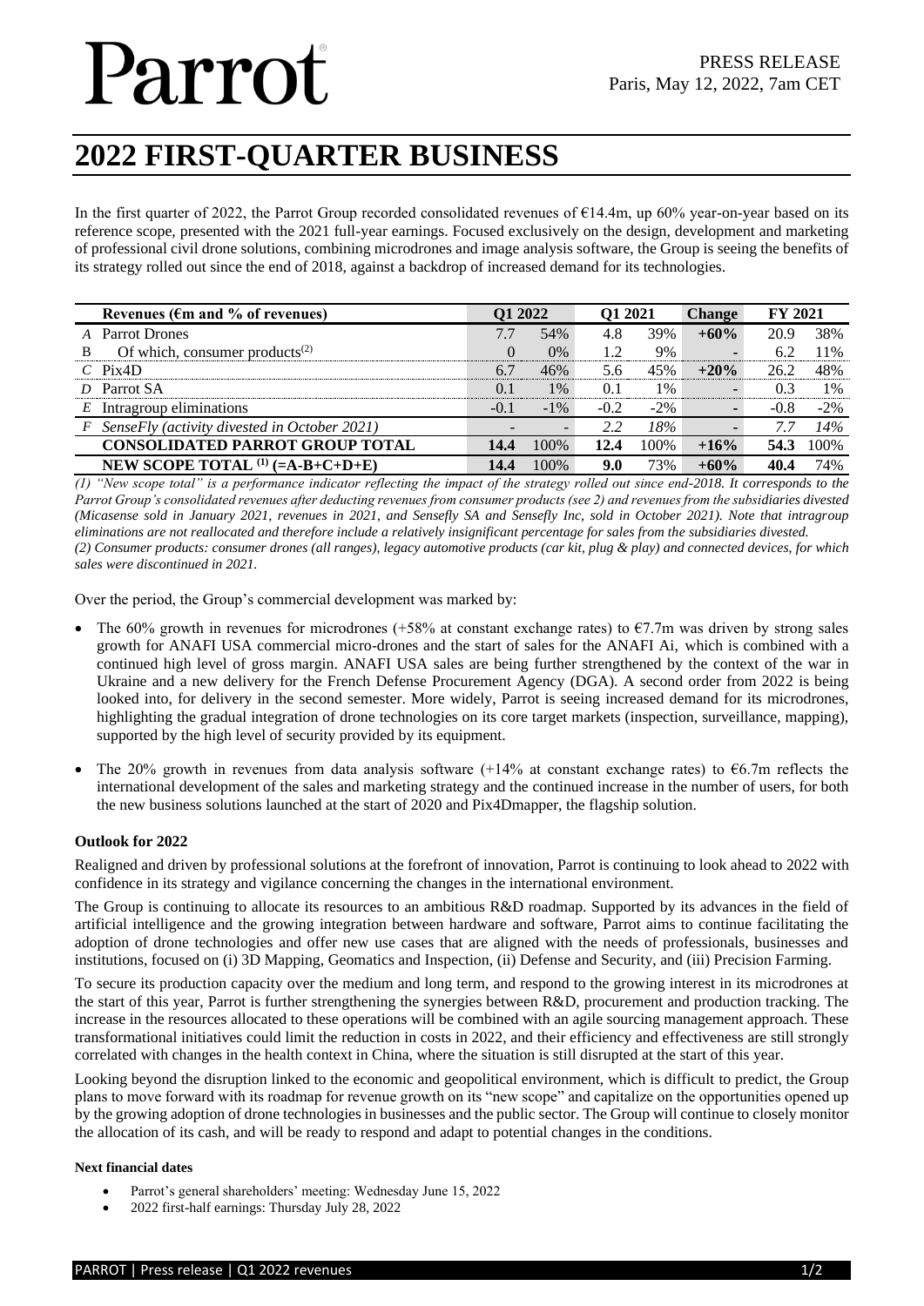Parrot

PRESS RELEASE
Paris, May 12, 2022, 7am CET

# 2022 FIRST-QUARTER BUSINESS

In the first quarter of 2022, the Parrot Group recorded consolidated revenues of €14.4m, up 60% year-on-year based on its reference scope, presented with the 2021 full-year earnings. Focused exclusively on the design, development and marketing of professional civil drone solutions, combining microdrones and image analysis software, the Group is seeing the benefits of its strategy rolled out since the end of 2018, against a backdrop of increased demand for its technologies.

| | Revenues (€m and % of revenues) | Q1 2022 | | Q1 2021 | | Change | FY 2021 | |
|---|---|---|---|---|---|---|---|---|
| *A* | Parrot Drones | 7.7 | 54% | 4.8 | 39% | **+60%** | 20.9 | 38% |
| B | Of which, consumer products[(2)] | 0 | 0% | 1.2 | 9% | - | 6.2 | 11% |
| *C* | Pix4D | 6.7 | 46% | 5.6 | 45% | **+20%** | 26.2 | 48% |
| *D* | Parrot SA | 0.1 | 1% | 0.1 | 1% | - | 0.3 | 1% |
| *E* | Intragroup eliminations | -0.1 | -1% | -0.2 | -2% | - | -0.8 | -2% |
| *F* | *SenseFly (activity divested in October 2021)* | - | - | *2.2* | *18%* | - | *7.7* | *14%* |
| | **CONSOLIDATED PARROT GROUP TOTAL** | **14.4** | 100% | **12.4** | 100% | **+16%** | **54.3** | 100% |
| | **NEW SCOPE TOTAL [(1)] (=A-B+C+D+E)** | **14.4** | 100% | **9.0** | 73% | **+60%** | **40.4** | 74% |

*(1) "New scope total" is a performance indicator reflecting the impact of the strategy rolled out since end-2018. It corresponds to the Parrot Group's consolidated revenues after deducting revenues from consumer products (see 2) and revenues from the subsidiaries divested (Micasense sold in January 2021, revenues in 2021, and Sensefly SA and Sensefly Inc, sold in October 2021). Note that intragroup eliminations are not reallocated and therefore include a relatively insignificant percentage for sales from the subsidiaries divested.*
*(2) Consumer products: consumer drones (all ranges), legacy automotive products (car kit, plug & play) and connected devices, for which sales were discontinued in 2021.*

Over the period, the Group's commercial development was marked by:

- The 60% growth in revenues for microdrones (+58% at constant exchange rates) to €7.7m was driven by strong sales growth for ANAFI USA commercial micro-drones and the start of sales for the ANAFI Ai, which is combined with a continued high level of gross margin. ANAFI USA sales are being further strengthened by the context of the war in Ukraine and a new delivery for the French Defense Procurement Agency (DGA). A second order from 2022 is being looked into, for delivery in the second semester. More widely, Parrot is seeing increased demand for its microdrones, highlighting the gradual integration of drone technologies on its core target markets (inspection, surveillance, mapping), supported by the high level of security provided by its equipment.
- The 20% growth in revenues from data analysis software (+14% at constant exchange rates) to €6.7m reflects the international development of the sales and marketing strategy and the continued increase in the number of users, for both the new business solutions launched at the start of 2020 and Pix4Dmapper, the flagship solution.

### Outlook for 2022

Realigned and driven by professional solutions at the forefront of innovation, Parrot is continuing to look ahead to 2022 with confidence in its strategy and vigilance concerning the changes in the international environment.

The Group is continuing to allocate its resources to an ambitious R&D roadmap. Supported by its advances in the field of artificial intelligence and the growing integration between hardware and software, Parrot aims to continue facilitating the adoption of drone technologies and offer new use cases that are aligned with the needs of professionals, businesses and institutions, focused on (i) 3D Mapping, Geomatics and Inspection, (ii) Defense and Security, and (iii) Precision Farming.

To secure its production capacity over the medium and long term, and respond to the growing interest in its microdrones at the start of this year, Parrot is further strengthening the synergies between R&D, procurement and production tracking. The increase in the resources allocated to these operations will be combined with an agile sourcing management approach. These transformational initiatives could limit the reduction in costs in 2022, and their efficiency and effectiveness are still strongly correlated with changes in the health context in China, where the situation is still disrupted at the start of this year.

Looking beyond the disruption linked to the economic and geopolitical environment, which is difficult to predict, the Group plans to move forward with its roadmap for revenue growth on its "new scope" and capitalize on the opportunities opened up by the growing adoption of drone technologies in businesses and the public sector. The Group will continue to closely monitor the allocation of its cash, and will be ready to respond and adapt to potential changes in the conditions.

#### Next financial dates

- Parrot's general shareholders' meeting: Wednesday June 15, 2022
- 2022 first-half earnings: Thursday July 28, 2022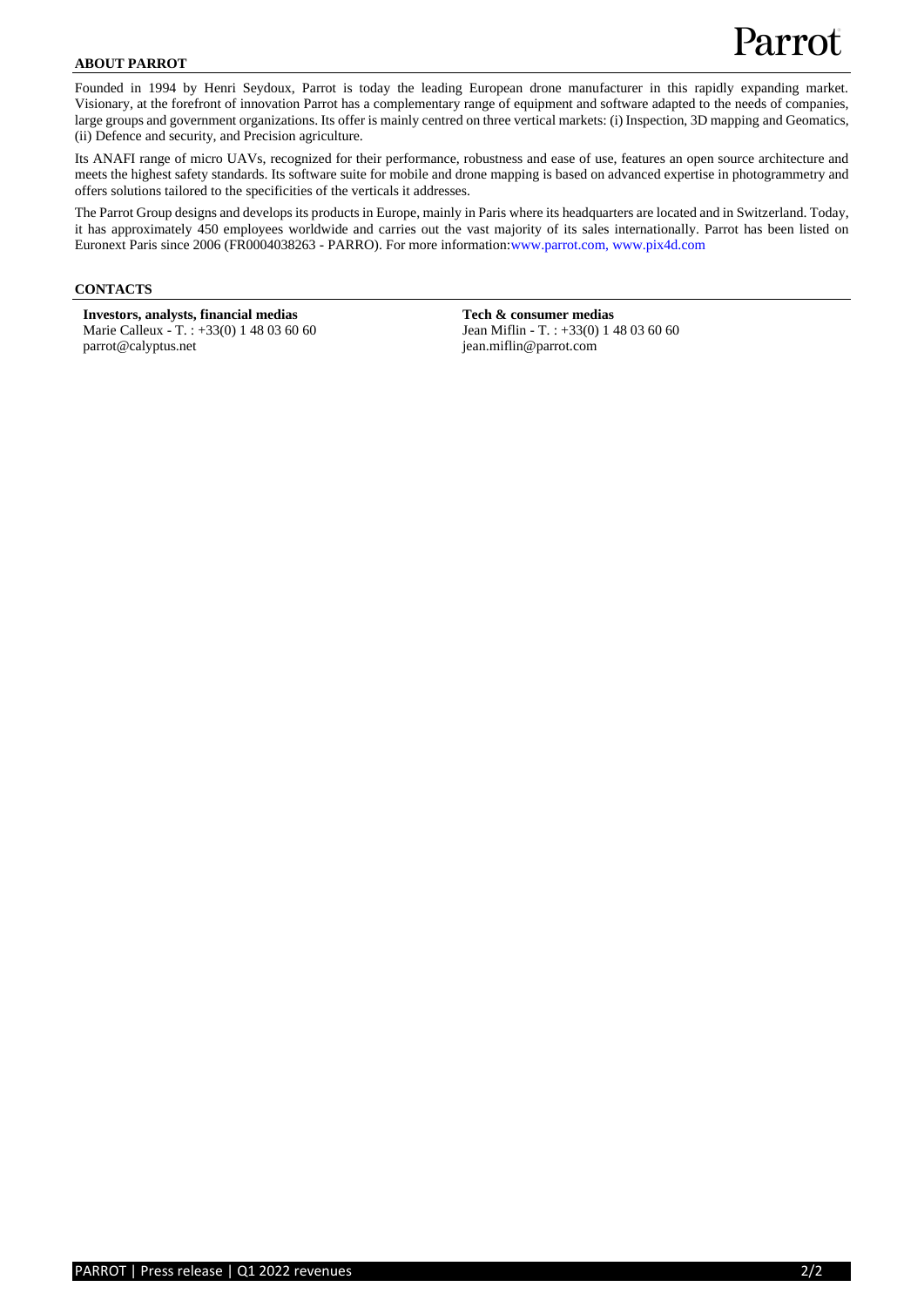## ABOUT PARROT

Founded in 1994 by Henri Seydoux, Parrot is today the leading European drone manufacturer in this rapidly expanding market. Visionary, at the forefront of innovation Parrot has a complementary range of equipment and software adapted to the needs of companies, large groups and government organizations. Its offer is mainly centred on three vertical markets: (i) Inspection, 3D mapping and Geomatics, (ii) Defence and security, and Precision agriculture.

Its ANAFI range of micro UAVs, recognized for their performance, robustness and ease of use, features an open source architecture and meets the highest safety standards. Its software suite for mobile and drone mapping is based on advanced expertise in photogrammetry and offers solutions tailored to the specificities of the verticals it addresses.

The Parrot Group designs and develops its products in Europe, mainly in Paris where its headquarters are located and in Switzerland. Today, it has approximately 450 employees worldwide and carries out the vast majority of its sales internationally. Parrot has been listed on Euronext Paris since 2006 (FR0004038263 - PARRO). For more information:www.parrot.com, www.pix4d.com

## CONTACTS

**Investors, analysts, financial medias**
Marie Calleux - T. : +33(0) 1 48 03 60 60
parrot@calyptus.net

**Tech & consumer medias**
Jean Miflin - T. : +33(0) 1 48 03 60 60
jean.miflin@parrot.com